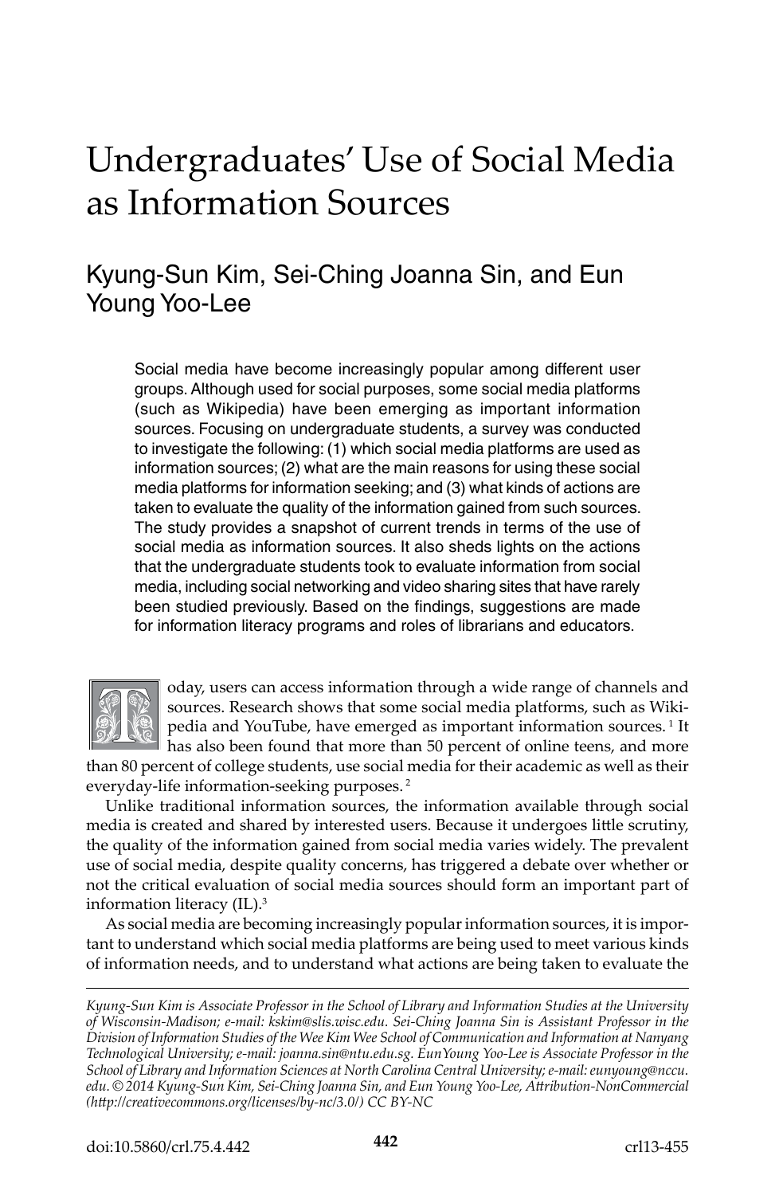# Undergraduates' Use of Social Media as Information Sources

## Kyung-Sun Kim, Sei-Ching Joanna Sin, and Eun Young Yoo-Lee

Social media have become increasingly popular among different user groups. Although used for social purposes, some social media platforms (such as Wikipedia) have been emerging as important information sources. Focusing on undergraduate students, a survey was conducted to investigate the following: (1) which social media platforms are used as information sources; (2) what are the main reasons for using these social media platforms for information seeking; and (3) what kinds of actions are taken to evaluate the quality of the information gained from such sources. The study provides a snapshot of current trends in terms of the use of social media as information sources. It also sheds lights on the actions that the undergraduate students took to evaluate information from social media, including social networking and video sharing sites that have rarely been studied previously. Based on the findings, suggestions are made for information literacy programs and roles of librarians and educators.

Today, users can access information through a wide range of channels and sources. Research shows that some social media platforms, such as Wikipedia and YouTube, have emerged as important information sources. [1] It has also been found that more than 50 percent of online teens, and more than 80 percent of college students, use social media for their academic as well as their everyday-life information-seeking purposes. [2]

Unlike traditional information sources, the information available through social media is created and shared by interested users. Because it undergoes little scrutiny, the quality of the information gained from social media varies widely. The prevalent use of social media, despite quality concerns, has triggered a debate over whether or not the critical evaluation of social media sources should form an important part of information literacy (IL).[3]

As social media are becoming increasingly popular information sources, it is important to understand which social media platforms are being used to meet various kinds of information needs, and to understand what actions are being taken to evaluate the

*Kyung-Sun Kim is Associate Professor in the School of Library and Information Studies at the University of Wisconsin-Madison; e-mail: kskim@slis.wisc.edu. Sei-Ching Joanna Sin is Assistant Professor in the Division of Information Studies of the Wee Kim Wee School of Communication and Information at Nanyang Technological University; e-mail: joanna.sin@ntu.edu.sg. EunYoung Yoo-Lee is Associate Professor in the School of Library and Information Sciences at North Carolina Central University; e-mail: eunyoung@nccu.edu. © 2014 Kyung-Sun Kim, Sei-Ching Joanna Sin, and Eun Young Yoo-Lee, Attribution-NonCommercial (http://creativecommons.org/licenses/by-nc/3.0/) CC BY-NC*

doi:10.5860/crl.75.4.442 crl13-455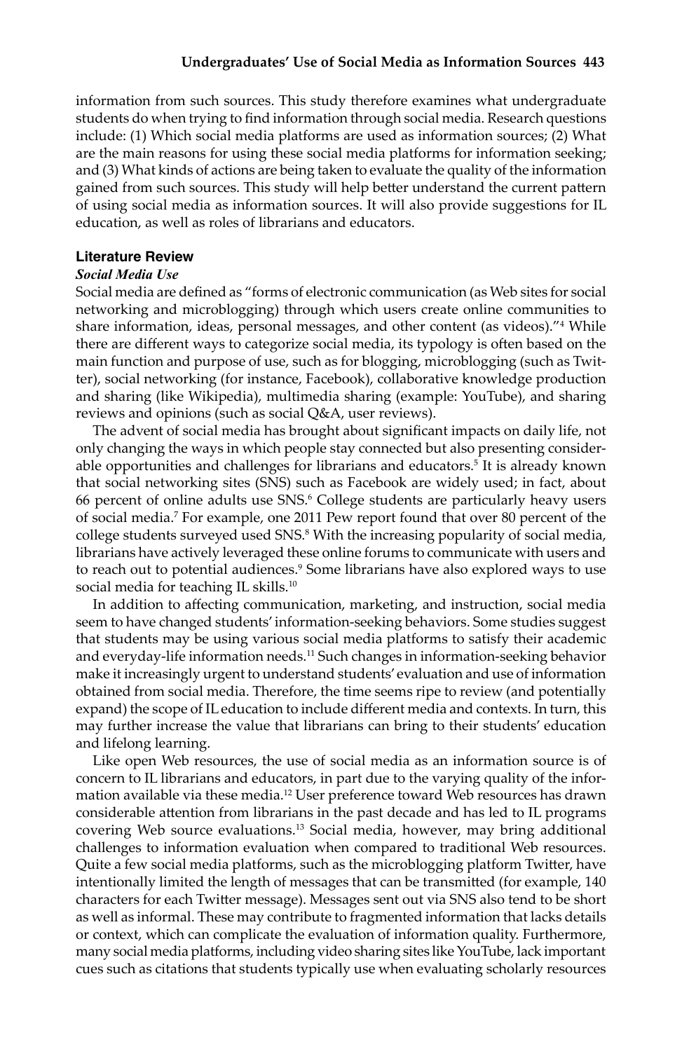information from such sources. This study therefore examines what undergraduate students do when trying to find information through social media. Research questions include: (1) Which social media platforms are used as information sources; (2) What are the main reasons for using these social media platforms for information seeking; and (3) What kinds of actions are being taken to evaluate the quality of the information gained from such sources. This study will help better understand the current pattern of using social media as information sources. It will also provide suggestions for IL education, as well as roles of librarians and educators.

## Literature Review

### *Social Media Use*

Social media are defined as "forms of electronic communication (as Web sites for social networking and microblogging) through which users create online communities to share information, ideas, personal messages, and other content (as videos)."[4] While there are different ways to categorize social media, its typology is often based on the main function and purpose of use, such as for blogging, microblogging (such as Twitter), social networking (for instance, Facebook), collaborative knowledge production and sharing (like Wikipedia), multimedia sharing (example: YouTube), and sharing reviews and opinions (such as social Q&A, user reviews).

The advent of social media has brought about significant impacts on daily life, not only changing the ways in which people stay connected but also presenting considerable opportunities and challenges for librarians and educators.[5] It is already known that social networking sites (SNS) such as Facebook are widely used; in fact, about 66 percent of online adults use SNS.[6] College students are particularly heavy users of social media.[7] For example, one 2011 Pew report found that over 80 percent of the college students surveyed used SNS.[8] With the increasing popularity of social media, librarians have actively leveraged these online forums to communicate with users and to reach out to potential audiences.[9] Some librarians have also explored ways to use social media for teaching IL skills.[10]

In addition to affecting communication, marketing, and instruction, social media seem to have changed students' information-seeking behaviors. Some studies suggest that students may be using various social media platforms to satisfy their academic and everyday-life information needs.[11] Such changes in information-seeking behavior make it increasingly urgent to understand students' evaluation and use of information obtained from social media. Therefore, the time seems ripe to review (and potentially expand) the scope of IL education to include different media and contexts. In turn, this may further increase the value that librarians can bring to their students' education and lifelong learning.

Like open Web resources, the use of social media as an information source is of concern to IL librarians and educators, in part due to the varying quality of the information available via these media.[12] User preference toward Web resources has drawn considerable attention from librarians in the past decade and has led to IL programs covering Web source evaluations.[13] Social media, however, may bring additional challenges to information evaluation when compared to traditional Web resources. Quite a few social media platforms, such as the microblogging platform Twitter, have intentionally limited the length of messages that can be transmitted (for example, 140 characters for each Twitter message). Messages sent out via SNS also tend to be short as well as informal. These may contribute to fragmented information that lacks details or context, which can complicate the evaluation of information quality. Furthermore, many social media platforms, including video sharing sites like YouTube, lack important cues such as citations that students typically use when evaluating scholarly resources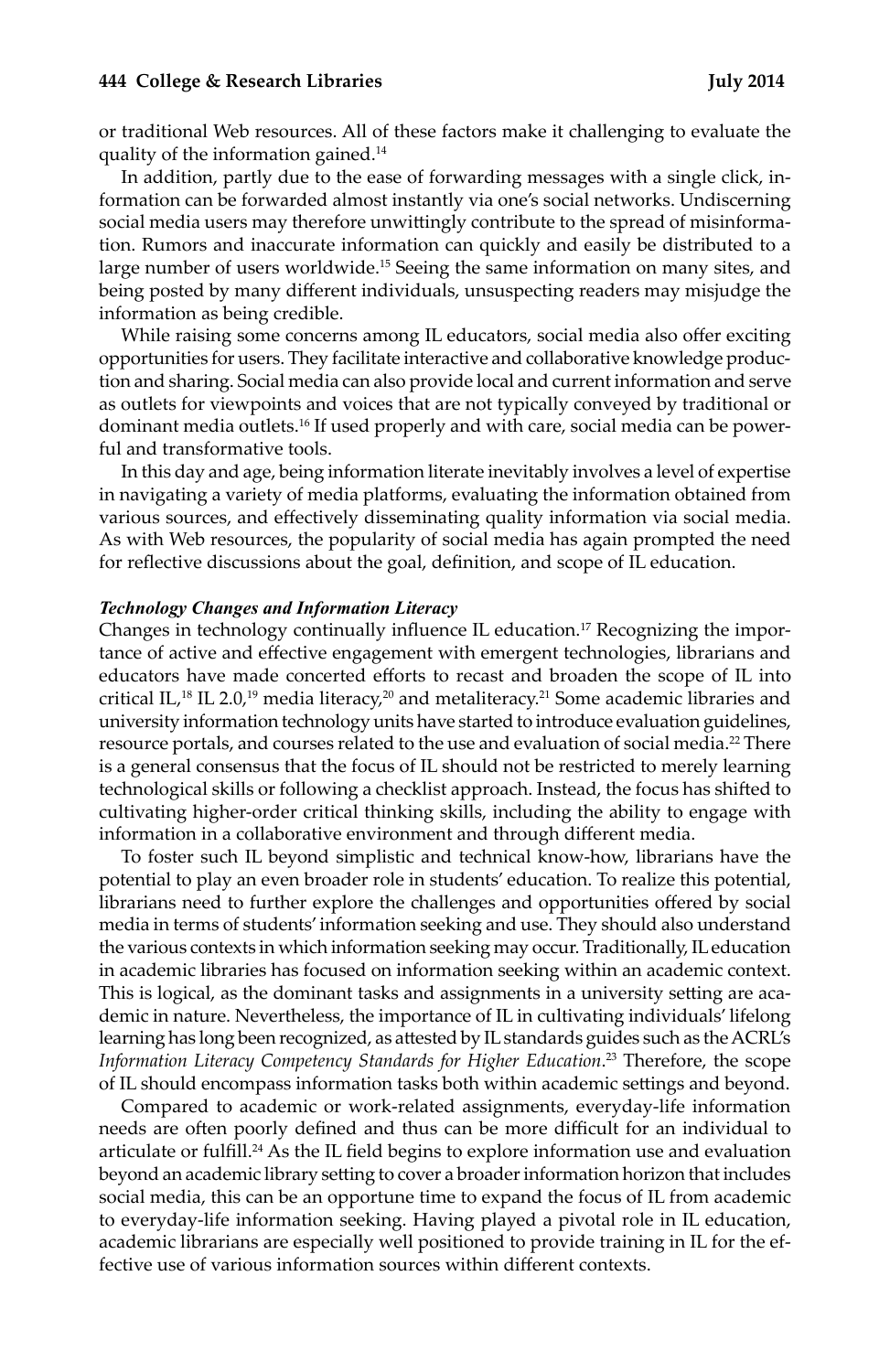or traditional Web resources. All of these factors make it challenging to evaluate the quality of the information gained.[14]

In addition, partly due to the ease of forwarding messages with a single click, information can be forwarded almost instantly via one's social networks. Undiscerning social media users may therefore unwittingly contribute to the spread of misinformation. Rumors and inaccurate information can quickly and easily be distributed to a large number of users worldwide.[15] Seeing the same information on many sites, and being posted by many different individuals, unsuspecting readers may misjudge the information as being credible.

While raising some concerns among IL educators, social media also offer exciting opportunities for users. They facilitate interactive and collaborative knowledge production and sharing. Social media can also provide local and current information and serve as outlets for viewpoints and voices that are not typically conveyed by traditional or dominant media outlets.[16] If used properly and with care, social media can be powerful and transformative tools.

In this day and age, being information literate inevitably involves a level of expertise in navigating a variety of media platforms, evaluating the information obtained from various sources, and effectively disseminating quality information via social media. As with Web resources, the popularity of social media has again prompted the need for reflective discussions about the goal, definition, and scope of IL education.

#### *Technology Changes and Information Literacy*

Changes in technology continually influence IL education.[17] Recognizing the importance of active and effective engagement with emergent technologies, librarians and educators have made concerted efforts to recast and broaden the scope of IL into critical IL,[18] IL 2.0,[19] media literacy,[20] and metaliteracy.[21] Some academic libraries and university information technology units have started to introduce evaluation guidelines, resource portals, and courses related to the use and evaluation of social media.[22] There is a general consensus that the focus of IL should not be restricted to merely learning technological skills or following a checklist approach. Instead, the focus has shifted to cultivating higher-order critical thinking skills, including the ability to engage with information in a collaborative environment and through different media.

To foster such IL beyond simplistic and technical know-how, librarians have the potential to play an even broader role in students' education. To realize this potential, librarians need to further explore the challenges and opportunities offered by social media in terms of students' information seeking and use. They should also understand the various contexts in which information seeking may occur. Traditionally, IL education in academic libraries has focused on information seeking within an academic context. This is logical, as the dominant tasks and assignments in a university setting are academic in nature. Nevertheless, the importance of IL in cultivating individuals' lifelong learning has long been recognized, as attested by IL standards guides such as the ACRL's *Information Literacy Competency Standards for Higher Education*.[23] Therefore, the scope of IL should encompass information tasks both within academic settings and beyond.

Compared to academic or work-related assignments, everyday-life information needs are often poorly defined and thus can be more difficult for an individual to articulate or fulfill.[24] As the IL field begins to explore information use and evaluation beyond an academic library setting to cover a broader information horizon that includes social media, this can be an opportune time to expand the focus of IL from academic to everyday-life information seeking. Having played a pivotal role in IL education, academic librarians are especially well positioned to provide training in IL for the effective use of various information sources within different contexts.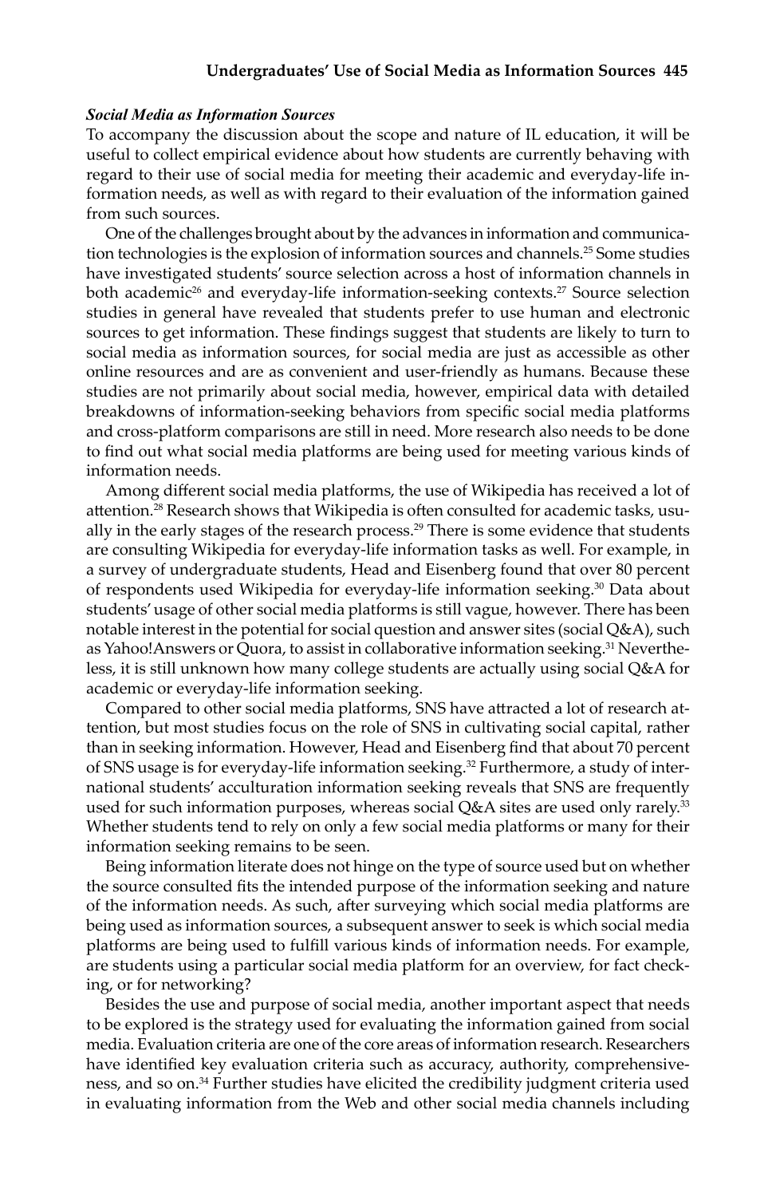### *Social Media as Information Sources*

To accompany the discussion about the scope and nature of IL education, it will be useful to collect empirical evidence about how students are currently behaving with regard to their use of social media for meeting their academic and everyday-life information needs, as well as with regard to their evaluation of the information gained from such sources.

One of the challenges brought about by the advances in information and communication technologies is the explosion of information sources and channels.[25] Some studies have investigated students' source selection across a host of information channels in both academic[26] and everyday-life information-seeking contexts.[27] Source selection studies in general have revealed that students prefer to use human and electronic sources to get information. These findings suggest that students are likely to turn to social media as information sources, for social media are just as accessible as other online resources and are as convenient and user-friendly as humans. Because these studies are not primarily about social media, however, empirical data with detailed breakdowns of information-seeking behaviors from specific social media platforms and cross-platform comparisons are still in need. More research also needs to be done to find out what social media platforms are being used for meeting various kinds of information needs.

Among different social media platforms, the use of Wikipedia has received a lot of attention.[28] Research shows that Wikipedia is often consulted for academic tasks, usually in the early stages of the research process.[29] There is some evidence that students are consulting Wikipedia for everyday-life information tasks as well. For example, in a survey of undergraduate students, Head and Eisenberg found that over 80 percent of respondents used Wikipedia for everyday-life information seeking.[30] Data about students' usage of other social media platforms is still vague, however. There has been notable interest in the potential for social question and answer sites (social Q&A), such as Yahoo!Answers or Quora, to assist in collaborative information seeking.[31] Nevertheless, it is still unknown how many college students are actually using social Q&A for academic or everyday-life information seeking.

Compared to other social media platforms, SNS have attracted a lot of research attention, but most studies focus on the role of SNS in cultivating social capital, rather than in seeking information. However, Head and Eisenberg find that about 70 percent of SNS usage is for everyday-life information seeking.[32] Furthermore, a study of international students' acculturation information seeking reveals that SNS are frequently used for such information purposes, whereas social Q&A sites are used only rarely.[33] Whether students tend to rely on only a few social media platforms or many for their information seeking remains to be seen.

Being information literate does not hinge on the type of source used but on whether the source consulted fits the intended purpose of the information seeking and nature of the information needs. As such, after surveying which social media platforms are being used as information sources, a subsequent answer to seek is which social media platforms are being used to fulfill various kinds of information needs. For example, are students using a particular social media platform for an overview, for fact checking, or for networking?

Besides the use and purpose of social media, another important aspect that needs to be explored is the strategy used for evaluating the information gained from social media. Evaluation criteria are one of the core areas of information research. Researchers have identified key evaluation criteria such as accuracy, authority, comprehensiveness, and so on.[34] Further studies have elicited the credibility judgment criteria used in evaluating information from the Web and other social media channels including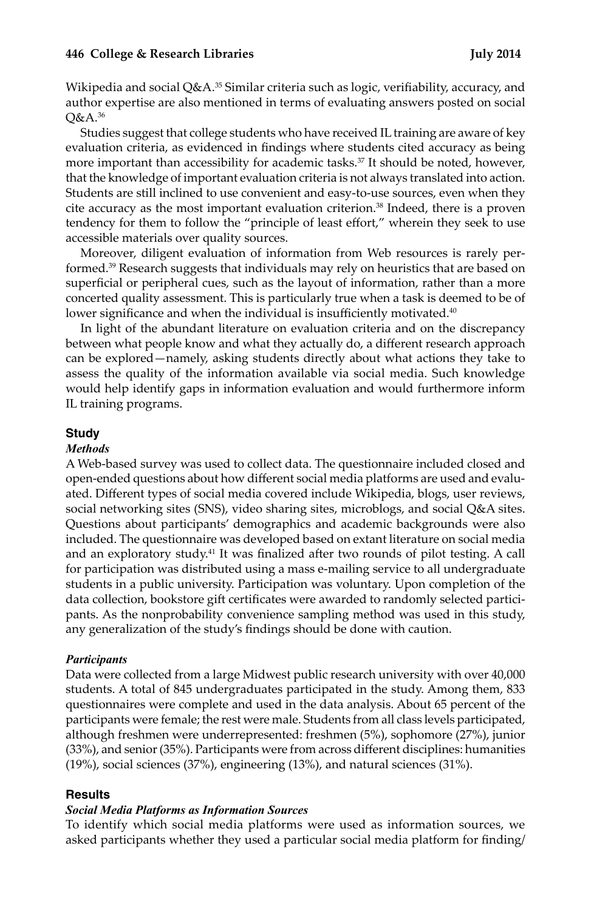Wikipedia and social Q&A.[35] Similar criteria such as logic, verifiability, accuracy, and author expertise are also mentioned in terms of evaluating answers posted on social Q&A.[36]

Studies suggest that college students who have received IL training are aware of key evaluation criteria, as evidenced in findings where students cited accuracy as being more important than accessibility for academic tasks.[37] It should be noted, however, that the knowledge of important evaluation criteria is not always translated into action. Students are still inclined to use convenient and easy-to-use sources, even when they cite accuracy as the most important evaluation criterion.[38] Indeed, there is a proven tendency for them to follow the "principle of least effort," wherein they seek to use accessible materials over quality sources.

Moreover, diligent evaluation of information from Web resources is rarely performed.[39] Research suggests that individuals may rely on heuristics that are based on superficial or peripheral cues, such as the layout of information, rather than a more concerted quality assessment. This is particularly true when a task is deemed to be of lower significance and when the individual is insufficiently motivated.[40]

In light of the abundant literature on evaluation criteria and on the discrepancy between what people know and what they actually do, a different research approach can be explored—namely, asking students directly about what actions they take to assess the quality of the information available via social media. Such knowledge would help identify gaps in information evaluation and would furthermore inform IL training programs.

## Study

### *Methods*

A Web-based survey was used to collect data. The questionnaire included closed and open-ended questions about how different social media platforms are used and evaluated. Different types of social media covered include Wikipedia, blogs, user reviews, social networking sites (SNS), video sharing sites, microblogs, and social Q&A sites. Questions about participants' demographics and academic backgrounds were also included. The questionnaire was developed based on extant literature on social media and an exploratory study.[41] It was finalized after two rounds of pilot testing. A call for participation was distributed using a mass e-mailing service to all undergraduate students in a public university. Participation was voluntary. Upon completion of the data collection, bookstore gift certificates were awarded to randomly selected participants. As the nonprobability convenience sampling method was used in this study, any generalization of the study's findings should be done with caution.

### *Participants*

Data were collected from a large Midwest public research university with over 40,000 students. A total of 845 undergraduates participated in the study. Among them, 833 questionnaires were complete and used in the data analysis. About 65 percent of the participants were female; the rest were male. Students from all class levels participated, although freshmen were underrepresented: freshmen (5%), sophomore (27%), junior (33%), and senior (35%). Participants were from across different disciplines: humanities (19%), social sciences (37%), engineering (13%), and natural sciences (31%).

## Results

### *Social Media Platforms as Information Sources*

To identify which social media platforms were used as information sources, we asked participants whether they used a particular social media platform for finding/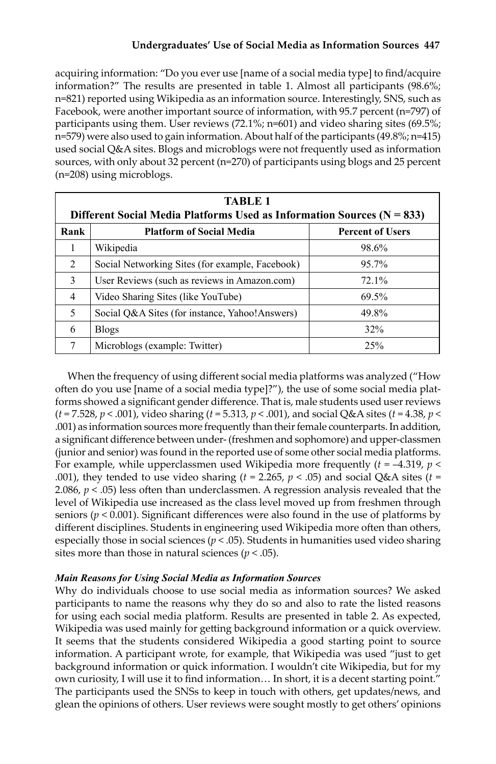acquiring information: "Do you ever use [name of a social media type] to find/acquire information?" The results are presented in table 1. Almost all participants (98.6%; n=821) reported using Wikipedia as an information source. Interestingly, SNS, such as Facebook, were another important source of information, with 95.7 percent (n=797) of participants using them. User reviews (72.1%; n=601) and video sharing sites (69.5%; n=579) were also used to gain information. About half of the participants (49.8%; n=415) used social Q&A sites. Blogs and microblogs were not frequently used as information sources, with only about 32 percent (n=270) of participants using blogs and 25 percent (n=208) using microblogs.

**TABLE 1**
**Different Social Media Platforms Used as Information Sources (N = 833)**

| Rank | Platform of Social Media | Percent of Users |
|---|---|---|
| 1 | Wikipedia | 98.6% |
| 2 | Social Networking Sites (for example, Facebook) | 95.7% |
| 3 | User Reviews (such as reviews in Amazon.com) | 72.1% |
| 4 | Video Sharing Sites (like YouTube) | 69.5% |
| 5 | Social Q&A Sites (for instance, Yahoo!Answers) | 49.8% |
| 6 | Blogs | 32% |
| 7 | Microblogs (example: Twitter) | 25% |

When the frequency of using different social media platforms was analyzed ("How often do you use [name of a social media type]?"), the use of some social media platforms showed a significant gender difference. That is, male students used user reviews ($t = 7.528$, $p < .001$), video sharing ($t = 5.313$, $p < .001$), and social Q&A sites ($t = 4.38$, $p < .001$) as information sources more frequently than their female counterparts. In addition, a significant difference between under- (freshmen and sophomore) and upper-classmen (junior and senior) was found in the reported use of some other social media platforms. For example, while upperclassmen used Wikipedia more frequently ($t = -4.319$, $p < .001$), they tended to use video sharing ($t = 2.265$, $p < .05$) and social Q&A sites ($t = 2.086$, $p < .05$) less often than underclassmen. A regression analysis revealed that the level of Wikipedia use increased as the class level moved up from freshmen through seniors ($p < 0.001$). Significant differences were also found in the use of platforms by different disciplines. Students in engineering used Wikipedia more often than others, especially those in social sciences ($p < .05$). Students in humanities used video sharing sites more than those in natural sciences ($p < .05$).

***Main Reasons for Using Social Media as Information Sources***

Why do individuals choose to use social media as information sources? We asked participants to name the reasons why they do so and also to rate the listed reasons for using each social media platform. Results are presented in table 2. As expected, Wikipedia was used mainly for getting background information or a quick overview. It seems that the students considered Wikipedia a good starting point to source information. A participant wrote, for example, that Wikipedia was used "just to get background information or quick information. I wouldn't cite Wikipedia, but for my own curiosity, I will use it to find information… In short, it is a decent starting point." The participants used the SNSs to keep in touch with others, get updates/news, and glean the opinions of others. User reviews were sought mostly to get others' opinions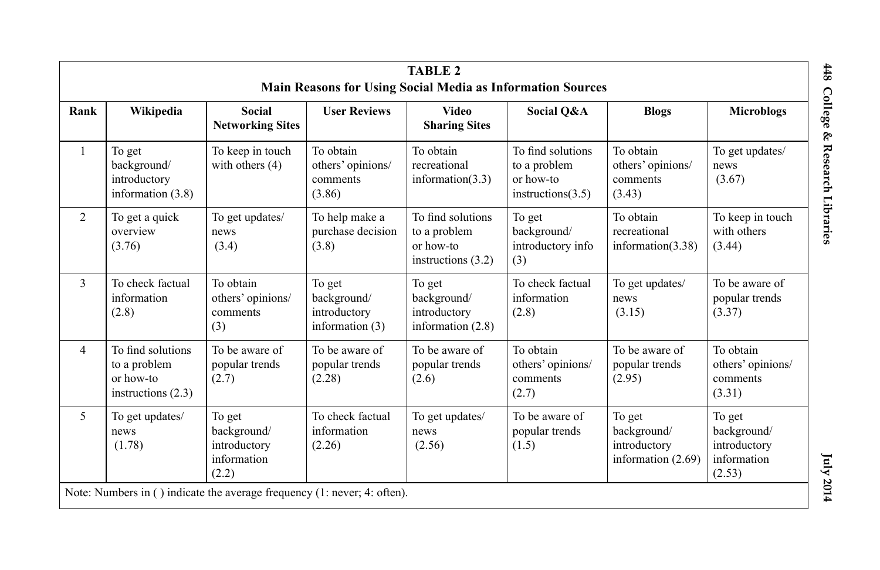**TABLE 2**
**Main Reasons for Using Social Media as Information Sources**

| Rank | Wikipedia | Social Networking Sites | User Reviews | Video Sharing Sites | Social Q&A | Blogs | Microblogs |
|---|---|---|---|---|---|---|---|
| 1 | To get background/ introductory information (3.8) | To keep in touch with others (4) | To obtain others' opinions/ comments (3.86) | To obtain recreational information(3.3) | To find solutions to a problem or how-to instructions(3.5) | To obtain others' opinions/ comments (3.43) | To get updates/ news (3.67) |
| 2 | To get a quick overview (3.76) | To get updates/ news (3.4) | To help make a purchase decision (3.8) | To find solutions to a problem or how-to instructions (3.2) | To get background/ introductory info (3) | To obtain recreational information(3.38) | To keep in touch with others (3.44) |
| 3 | To check factual information (2.8) | To obtain others' opinions/ comments (3) | To get background/ introductory information (3) | To get background/ introductory information (2.8) | To check factual information (2.8) | To get updates/ news (3.15) | To be aware of popular trends (3.37) |
| 4 | To find solutions to a problem or how-to instructions (2.3) | To be aware of popular trends (2.7) | To be aware of popular trends (2.28) | To be aware of popular trends (2.6) | To obtain others' opinions/ comments (2.7) | To be aware of popular trends (2.95) | To obtain others' opinions/ comments (3.31) |
| 5 | To get updates/ news (1.78) | To get background/ introductory information (2.2) | To check factual information (2.26) | To get updates/ news (2.56) | To be aware of popular trends (1.5) | To get background/ introductory information (2.69) | To get background/ introductory information (2.53) |

Note: Numbers in ( ) indicate the average frequency (1: never; 4: often).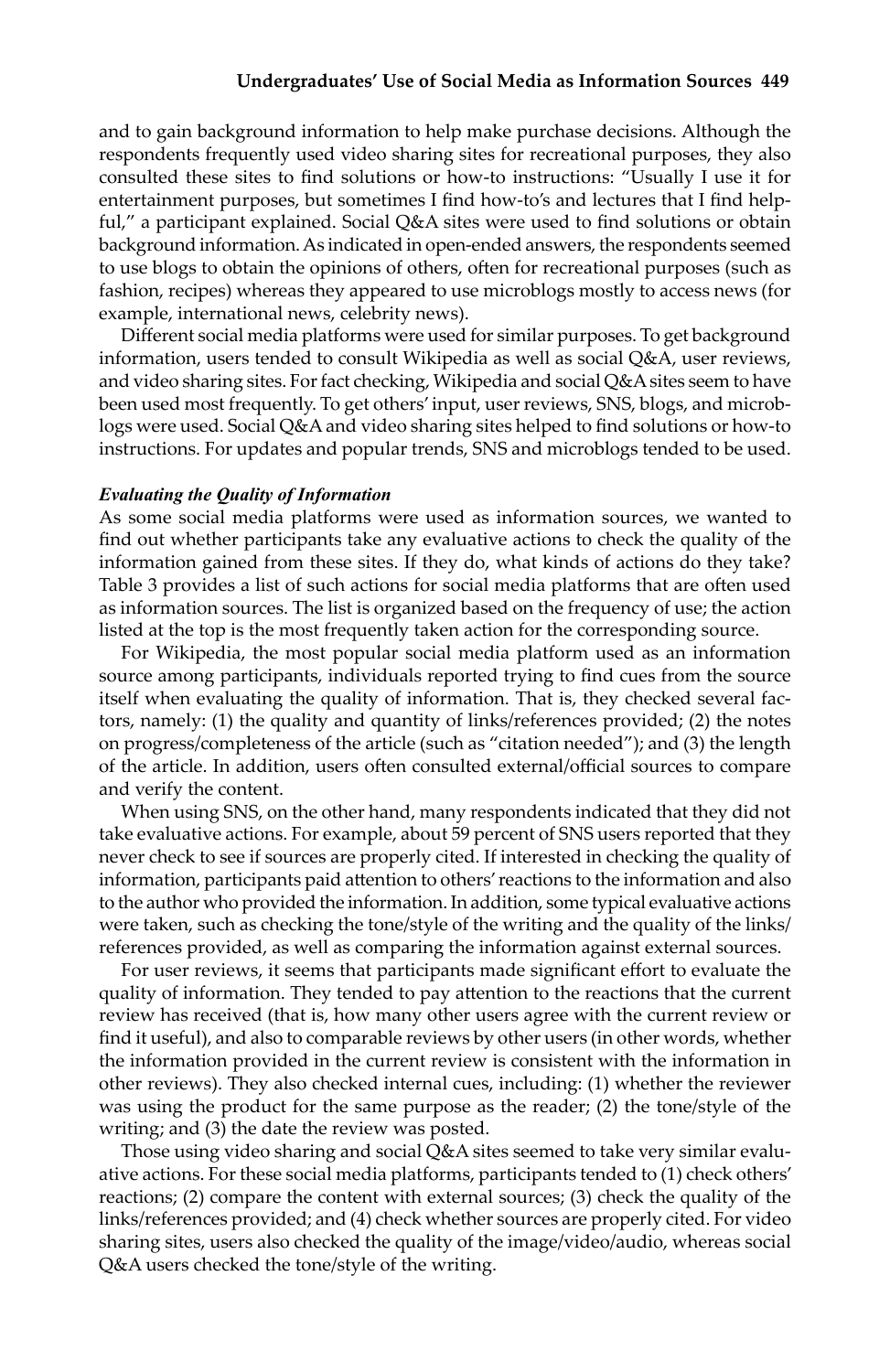and to gain background information to help make purchase decisions. Although the respondents frequently used video sharing sites for recreational purposes, they also consulted these sites to find solutions or how-to instructions: "Usually I use it for entertainment purposes, but sometimes I find how-to's and lectures that I find helpful," a participant explained. Social Q&A sites were used to find solutions or obtain background information. As indicated in open-ended answers, the respondents seemed to use blogs to obtain the opinions of others, often for recreational purposes (such as fashion, recipes) whereas they appeared to use microblogs mostly to access news (for example, international news, celebrity news).

Different social media platforms were used for similar purposes. To get background information, users tended to consult Wikipedia as well as social Q&A, user reviews, and video sharing sites. For fact checking, Wikipedia and social Q&A sites seem to have been used most frequently. To get others' input, user reviews, SNS, blogs, and microblogs were used. Social Q&A and video sharing sites helped to find solutions or how-to instructions. For updates and popular trends, SNS and microblogs tended to be used.

***Evaluating the Quality of Information***

As some social media platforms were used as information sources, we wanted to find out whether participants take any evaluative actions to check the quality of the information gained from these sites. If they do, what kinds of actions do they take? Table 3 provides a list of such actions for social media platforms that are often used as information sources. The list is organized based on the frequency of use; the action listed at the top is the most frequently taken action for the corresponding source.

For Wikipedia, the most popular social media platform used as an information source among participants, individuals reported trying to find cues from the source itself when evaluating the quality of information. That is, they checked several factors, namely: (1) the quality and quantity of links/references provided; (2) the notes on progress/completeness of the article (such as "citation needed"); and (3) the length of the article. In addition, users often consulted external/official sources to compare and verify the content.

When using SNS, on the other hand, many respondents indicated that they did not take evaluative actions. For example, about 59 percent of SNS users reported that they never check to see if sources are properly cited. If interested in checking the quality of information, participants paid attention to others' reactions to the information and also to the author who provided the information. In addition, some typical evaluative actions were taken, such as checking the tone/style of the writing and the quality of the links/references provided, as well as comparing the information against external sources.

For user reviews, it seems that participants made significant effort to evaluate the quality of information. They tended to pay attention to the reactions that the current review has received (that is, how many other users agree with the current review or find it useful), and also to comparable reviews by other users (in other words, whether the information provided in the current review is consistent with the information in other reviews). They also checked internal cues, including: (1) whether the reviewer was using the product for the same purpose as the reader; (2) the tone/style of the writing; and (3) the date the review was posted.

Those using video sharing and social Q&A sites seemed to take very similar evaluative actions. For these social media platforms, participants tended to (1) check others' reactions; (2) compare the content with external sources; (3) check the quality of the links/references provided; and (4) check whether sources are properly cited. For video sharing sites, users also checked the quality of the image/video/audio, whereas social Q&A users checked the tone/style of the writing.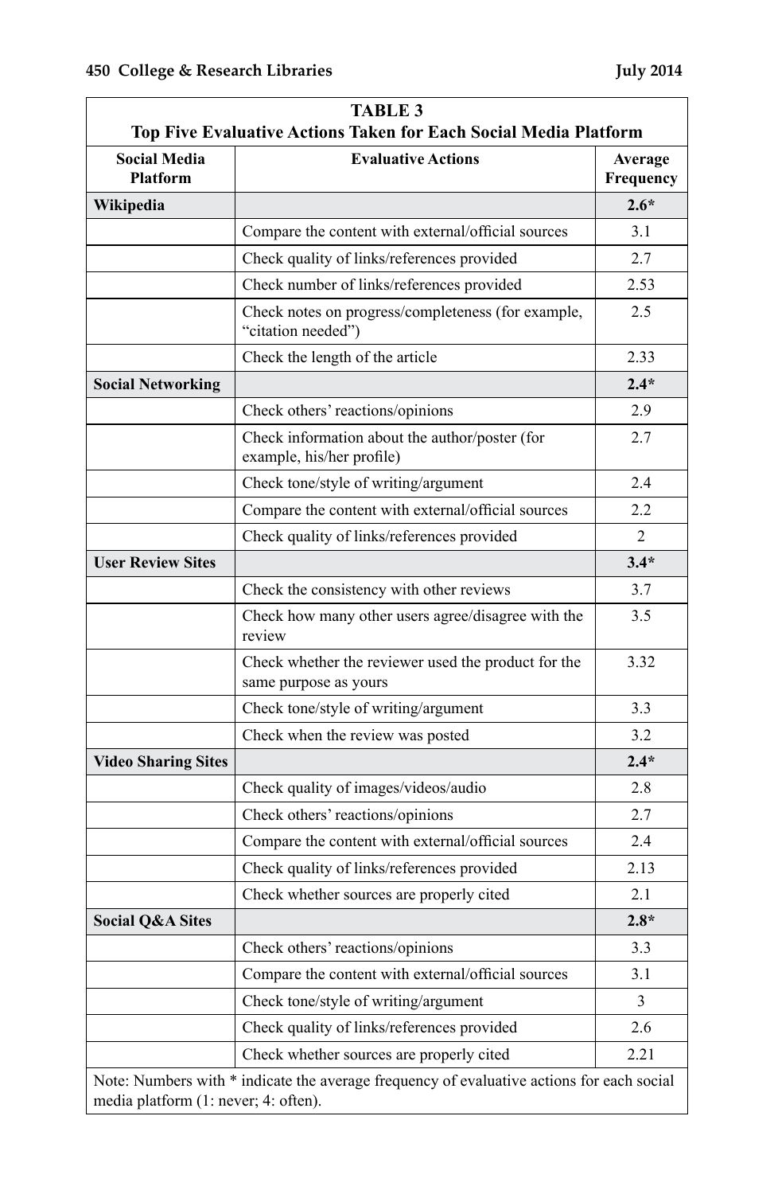**TABLE 3**
**Top Five Evaluative Actions Taken for Each Social Media Platform**

| Social Media Platform | Evaluative Actions | Average Frequency |
|---|---|---|
| **Wikipedia** | | **2.6*** |
| | Compare the content with external/official sources | 3.1 |
| | Check quality of links/references provided | 2.7 |
| | Check number of links/references provided | 2.53 |
| | Check notes on progress/completeness (for example, "citation needed") | 2.5 |
| | Check the length of the article | 2.33 |
| **Social Networking** | | **2.4*** |
| | Check others' reactions/opinions | 2.9 |
| | Check information about the author/poster (for example, his/her profile) | 2.7 |
| | Check tone/style of writing/argument | 2.4 |
| | Compare the content with external/official sources | 2.2 |
| | Check quality of links/references provided | 2 |
| **User Review Sites** | | **3.4*** |
| | Check the consistency with other reviews | 3.7 |
| | Check how many other users agree/disagree with the review | 3.5 |
| | Check whether the reviewer used the product for the same purpose as yours | 3.32 |
| | Check tone/style of writing/argument | 3.3 |
| | Check when the review was posted | 3.2 |
| **Video Sharing Sites** | | **2.4*** |
| | Check quality of images/videos/audio | 2.8 |
| | Check others' reactions/opinions | 2.7 |
| | Compare the content with external/official sources | 2.4 |
| | Check quality of links/references provided | 2.13 |
| | Check whether sources are properly cited | 2.1 |
| **Social Q&A Sites** | | **2.8*** |
| | Check others' reactions/opinions | 3.3 |
| | Compare the content with external/official sources | 3.1 |
| | Check tone/style of writing/argument | 3 |
| | Check quality of links/references provided | 2.6 |
| | Check whether sources are properly cited | 2.21 |

Note: Numbers with * indicate the average frequency of evaluative actions for each social media platform (1: never; 4: often).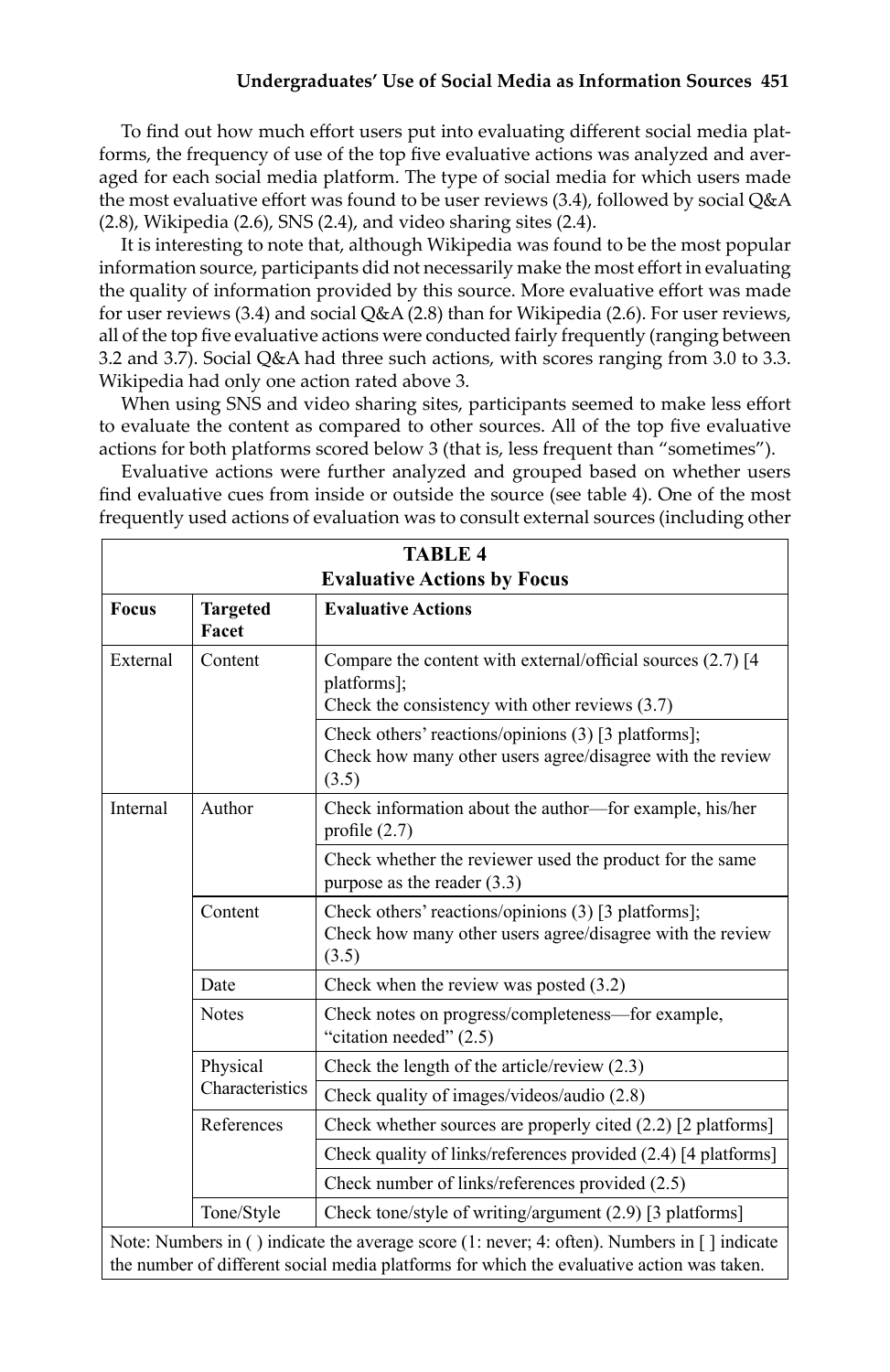To find out how much effort users put into evaluating different social media platforms, the frequency of use of the top five evaluative actions was analyzed and averaged for each social media platform. The type of social media for which users made the most evaluative effort was found to be user reviews (3.4), followed by social Q&A (2.8), Wikipedia (2.6), SNS (2.4), and video sharing sites (2.4).

It is interesting to note that, although Wikipedia was found to be the most popular information source, participants did not necessarily make the most effort in evaluating the quality of information provided by this source. More evaluative effort was made for user reviews (3.4) and social Q&A (2.8) than for Wikipedia (2.6). For user reviews, all of the top five evaluative actions were conducted fairly frequently (ranging between 3.2 and 3.7). Social Q&A had three such actions, with scores ranging from 3.0 to 3.3. Wikipedia had only one action rated above 3.

When using SNS and video sharing sites, participants seemed to make less effort to evaluate the content as compared to other sources. All of the top five evaluative actions for both platforms scored below 3 (that is, less frequent than "sometimes").

Evaluative actions were further analyzed and grouped based on whether users find evaluative cues from inside or outside the source (see table 4). One of the most frequently used actions of evaluation was to consult external sources (including other

**TABLE 4**
**Evaluative Actions by Focus**

| Focus | Targeted Facet | Evaluative Actions |
|---|---|---|
| External | Content | Compare the content with external/official sources (2.7) [4 platforms]; Check the consistency with other reviews (3.7) |
| | | Check others' reactions/opinions (3) [3 platforms]; Check how many other users agree/disagree with the review (3.5) |
| Internal | Author | Check information about the author—for example, his/her profile (2.7) |
| | | Check whether the reviewer used the product for the same purpose as the reader (3.3) |
| | Content | Check others' reactions/opinions (3) [3 platforms]; Check how many other users agree/disagree with the review (3.5) |
| | Date | Check when the review was posted (3.2) |
| | Notes | Check notes on progress/completeness—for example, "citation needed" (2.5) |
| | Physical Characteristics | Check the length of the article/review (2.3) |
| | | Check quality of images/videos/audio (2.8) |
| | References | Check whether sources are properly cited (2.2) [2 platforms] |
| | | Check quality of links/references provided (2.4) [4 platforms] |
| | | Check number of links/references provided (2.5) |
| | Tone/Style | Check tone/style of writing/argument (2.9) [3 platforms] |

Note: Numbers in ( ) indicate the average score (1: never; 4: often). Numbers in [ ] indicate the number of different social media platforms for which the evaluative action was taken.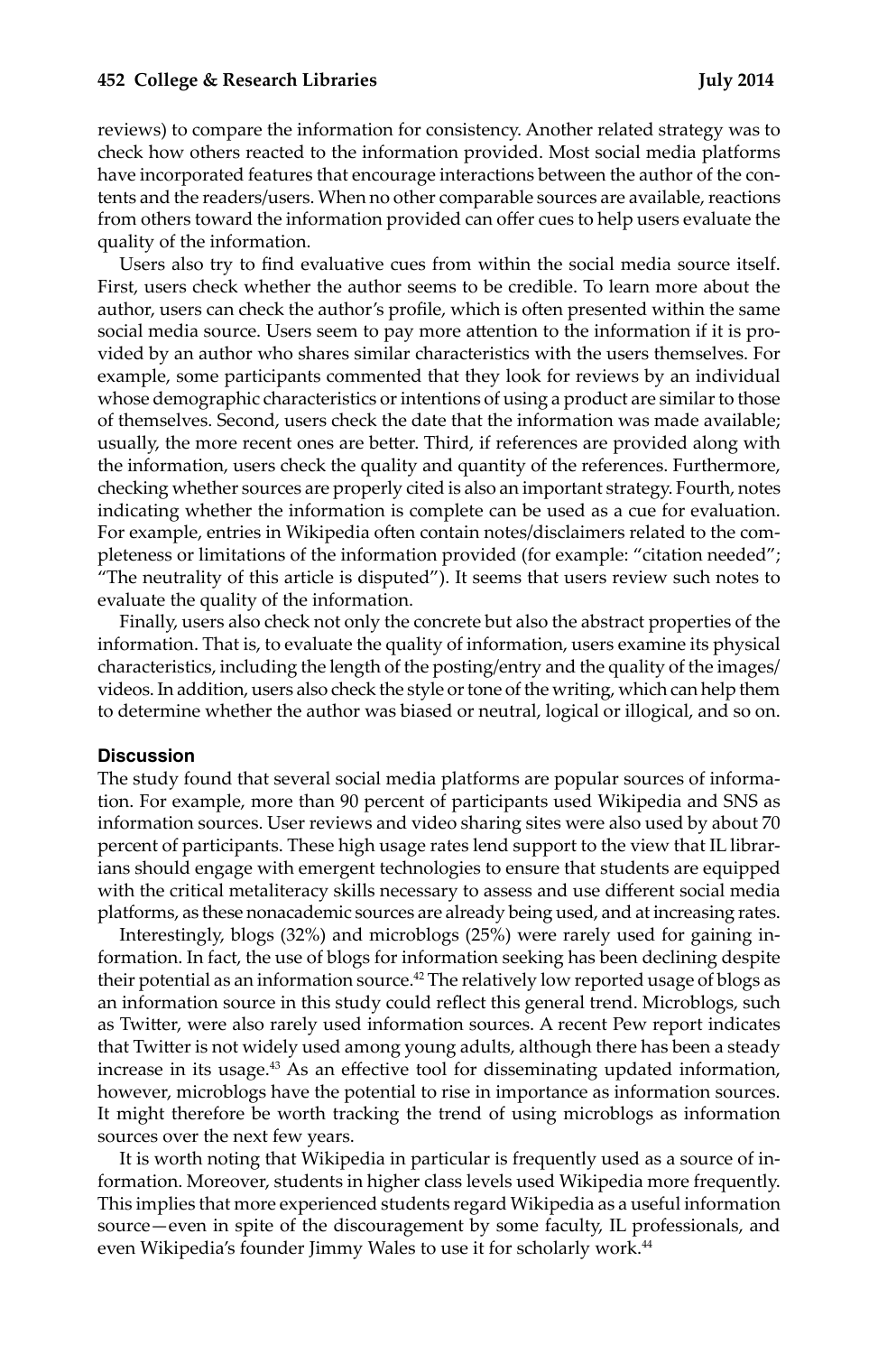reviews) to compare the information for consistency. Another related strategy was to check how others reacted to the information provided. Most social media platforms have incorporated features that encourage interactions between the author of the contents and the readers/users. When no other comparable sources are available, reactions from others toward the information provided can offer cues to help users evaluate the quality of the information.

Users also try to find evaluative cues from within the social media source itself. First, users check whether the author seems to be credible. To learn more about the author, users can check the author's profile, which is often presented within the same social media source. Users seem to pay more attention to the information if it is provided by an author who shares similar characteristics with the users themselves. For example, some participants commented that they look for reviews by an individual whose demographic characteristics or intentions of using a product are similar to those of themselves. Second, users check the date that the information was made available; usually, the more recent ones are better. Third, if references are provided along with the information, users check the quality and quantity of the references. Furthermore, checking whether sources are properly cited is also an important strategy. Fourth, notes indicating whether the information is complete can be used as a cue for evaluation. For example, entries in Wikipedia often contain notes/disclaimers related to the completeness or limitations of the information provided (for example: "citation needed"; "The neutrality of this article is disputed"). It seems that users review such notes to evaluate the quality of the information.

Finally, users also check not only the concrete but also the abstract properties of the information. That is, to evaluate the quality of information, users examine its physical characteristics, including the length of the posting/entry and the quality of the images/videos. In addition, users also check the style or tone of the writing, which can help them to determine whether the author was biased or neutral, logical or illogical, and so on.

## Discussion

The study found that several social media platforms are popular sources of information. For example, more than 90 percent of participants used Wikipedia and SNS as information sources. User reviews and video sharing sites were also used by about 70 percent of participants. These high usage rates lend support to the view that IL librarians should engage with emergent technologies to ensure that students are equipped with the critical metaliteracy skills necessary to assess and use different social media platforms, as these nonacademic sources are already being used, and at increasing rates.

Interestingly, blogs (32%) and microblogs (25%) were rarely used for gaining information. In fact, the use of blogs for information seeking has been declining despite their potential as an information source.[42] The relatively low reported usage of blogs as an information source in this study could reflect this general trend. Microblogs, such as Twitter, were also rarely used information sources. A recent Pew report indicates that Twitter is not widely used among young adults, although there has been a steady increase in its usage.[43] As an effective tool for disseminating updated information, however, microblogs have the potential to rise in importance as information sources. It might therefore be worth tracking the trend of using microblogs as information sources over the next few years.

It is worth noting that Wikipedia in particular is frequently used as a source of information. Moreover, students in higher class levels used Wikipedia more frequently. This implies that more experienced students regard Wikipedia as a useful information source—even in spite of the discouragement by some faculty, IL professionals, and even Wikipedia's founder Jimmy Wales to use it for scholarly work.[44]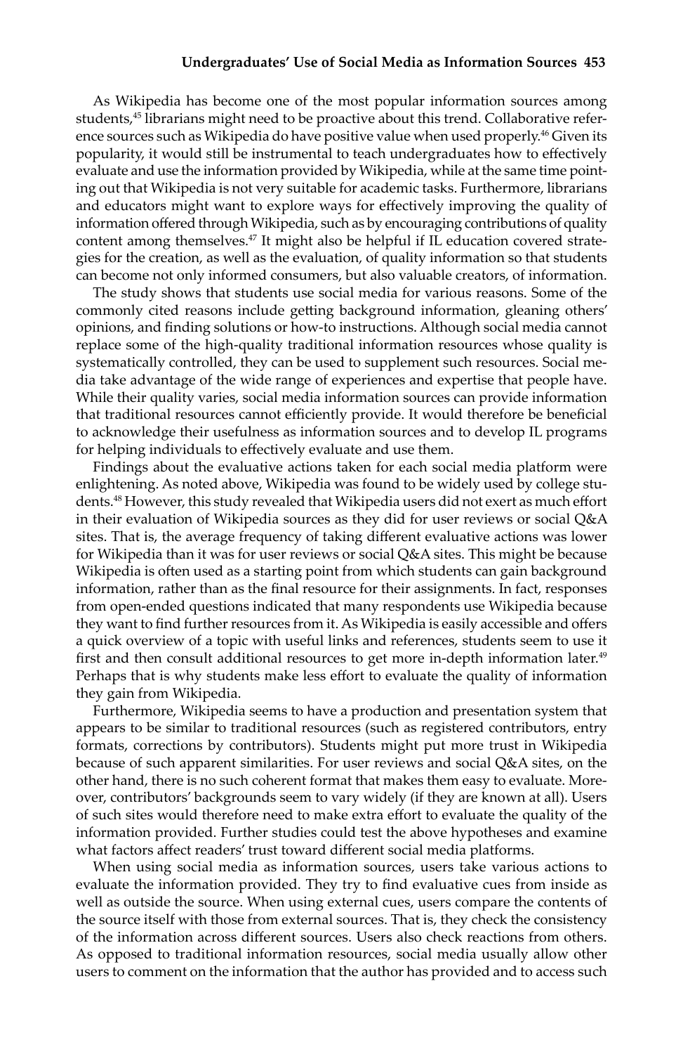As Wikipedia has become one of the most popular information sources among students,[45] librarians might need to be proactive about this trend. Collaborative reference sources such as Wikipedia do have positive value when used properly.[46] Given its popularity, it would still be instrumental to teach undergraduates how to effectively evaluate and use the information provided by Wikipedia, while at the same time pointing out that Wikipedia is not very suitable for academic tasks. Furthermore, librarians and educators might want to explore ways for effectively improving the quality of information offered through Wikipedia, such as by encouraging contributions of quality content among themselves.[47] It might also be helpful if IL education covered strategies for the creation, as well as the evaluation, of quality information so that students can become not only informed consumers, but also valuable creators, of information.

The study shows that students use social media for various reasons. Some of the commonly cited reasons include getting background information, gleaning others' opinions, and finding solutions or how-to instructions. Although social media cannot replace some of the high-quality traditional information resources whose quality is systematically controlled, they can be used to supplement such resources. Social media take advantage of the wide range of experiences and expertise that people have. While their quality varies, social media information sources can provide information that traditional resources cannot efficiently provide. It would therefore be beneficial to acknowledge their usefulness as information sources and to develop IL programs for helping individuals to effectively evaluate and use them.

Findings about the evaluative actions taken for each social media platform were enlightening. As noted above, Wikipedia was found to be widely used by college students.[48] However, this study revealed that Wikipedia users did not exert as much effort in their evaluation of Wikipedia sources as they did for user reviews or social Q&A sites. That is, the average frequency of taking different evaluative actions was lower for Wikipedia than it was for user reviews or social Q&A sites. This might be because Wikipedia is often used as a starting point from which students can gain background information, rather than as the final resource for their assignments. In fact, responses from open-ended questions indicated that many respondents use Wikipedia because they want to find further resources from it. As Wikipedia is easily accessible and offers a quick overview of a topic with useful links and references, students seem to use it first and then consult additional resources to get more in-depth information later.[49] Perhaps that is why students make less effort to evaluate the quality of information they gain from Wikipedia.

Furthermore, Wikipedia seems to have a production and presentation system that appears to be similar to traditional resources (such as registered contributors, entry formats, corrections by contributors). Students might put more trust in Wikipedia because of such apparent similarities. For user reviews and social Q&A sites, on the other hand, there is no such coherent format that makes them easy to evaluate. Moreover, contributors' backgrounds seem to vary widely (if they are known at all). Users of such sites would therefore need to make extra effort to evaluate the quality of the information provided. Further studies could test the above hypotheses and examine what factors affect readers' trust toward different social media platforms.

When using social media as information sources, users take various actions to evaluate the information provided. They try to find evaluative cues from inside as well as outside the source. When using external cues, users compare the contents of the source itself with those from external sources. That is, they check the consistency of the information across different sources. Users also check reactions from others. As opposed to traditional information resources, social media usually allow other users to comment on the information that the author has provided and to access such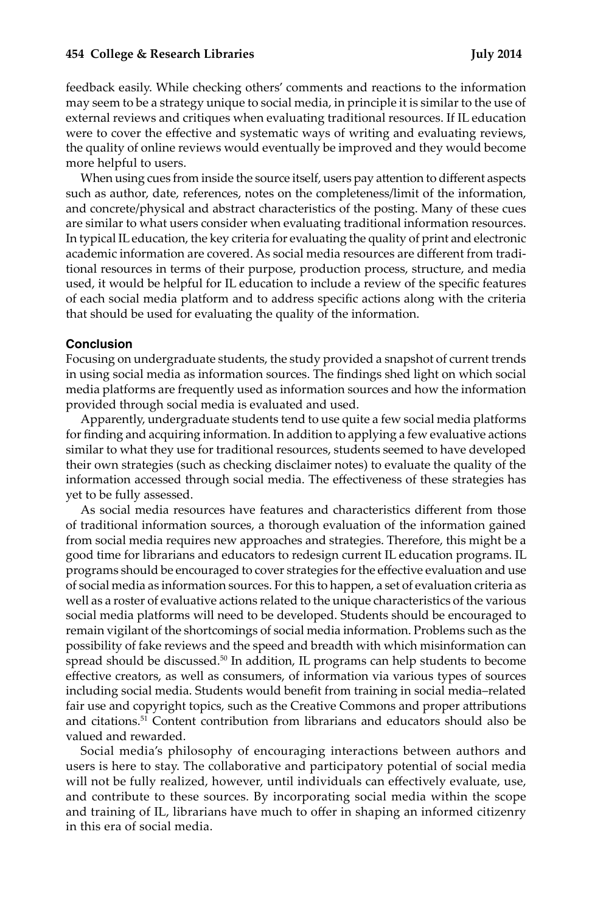feedback easily. While checking others' comments and reactions to the information may seem to be a strategy unique to social media, in principle it is similar to the use of external reviews and critiques when evaluating traditional resources. If IL education were to cover the effective and systematic ways of writing and evaluating reviews, the quality of online reviews would eventually be improved and they would become more helpful to users.

When using cues from inside the source itself, users pay attention to different aspects such as author, date, references, notes on the completeness/limit of the information, and concrete/physical and abstract characteristics of the posting. Many of these cues are similar to what users consider when evaluating traditional information resources. In typical IL education, the key criteria for evaluating the quality of print and electronic academic information are covered. As social media resources are different from traditional resources in terms of their purpose, production process, structure, and media used, it would be helpful for IL education to include a review of the specific features of each social media platform and to address specific actions along with the criteria that should be used for evaluating the quality of the information.

## Conclusion

Focusing on undergraduate students, the study provided a snapshot of current trends in using social media as information sources. The findings shed light on which social media platforms are frequently used as information sources and how the information provided through social media is evaluated and used.

Apparently, undergraduate students tend to use quite a few social media platforms for finding and acquiring information. In addition to applying a few evaluative actions similar to what they use for traditional resources, students seemed to have developed their own strategies (such as checking disclaimer notes) to evaluate the quality of the information accessed through social media. The effectiveness of these strategies has yet to be fully assessed.

As social media resources have features and characteristics different from those of traditional information sources, a thorough evaluation of the information gained from social media requires new approaches and strategies. Therefore, this might be a good time for librarians and educators to redesign current IL education programs. IL programs should be encouraged to cover strategies for the effective evaluation and use of social media as information sources. For this to happen, a set of evaluation criteria as well as a roster of evaluative actions related to the unique characteristics of the various social media platforms will need to be developed. Students should be encouraged to remain vigilant of the shortcomings of social media information. Problems such as the possibility of fake reviews and the speed and breadth with which misinformation can spread should be discussed.[50] In addition, IL programs can help students to become effective creators, as well as consumers, of information via various types of sources including social media. Students would benefit from training in social media–related fair use and copyright topics, such as the Creative Commons and proper attributions and citations.[51] Content contribution from librarians and educators should also be valued and rewarded.

Social media's philosophy of encouraging interactions between authors and users is here to stay. The collaborative and participatory potential of social media will not be fully realized, however, until individuals can effectively evaluate, use, and contribute to these sources. By incorporating social media within the scope and training of IL, librarians have much to offer in shaping an informed citizenry in this era of social media.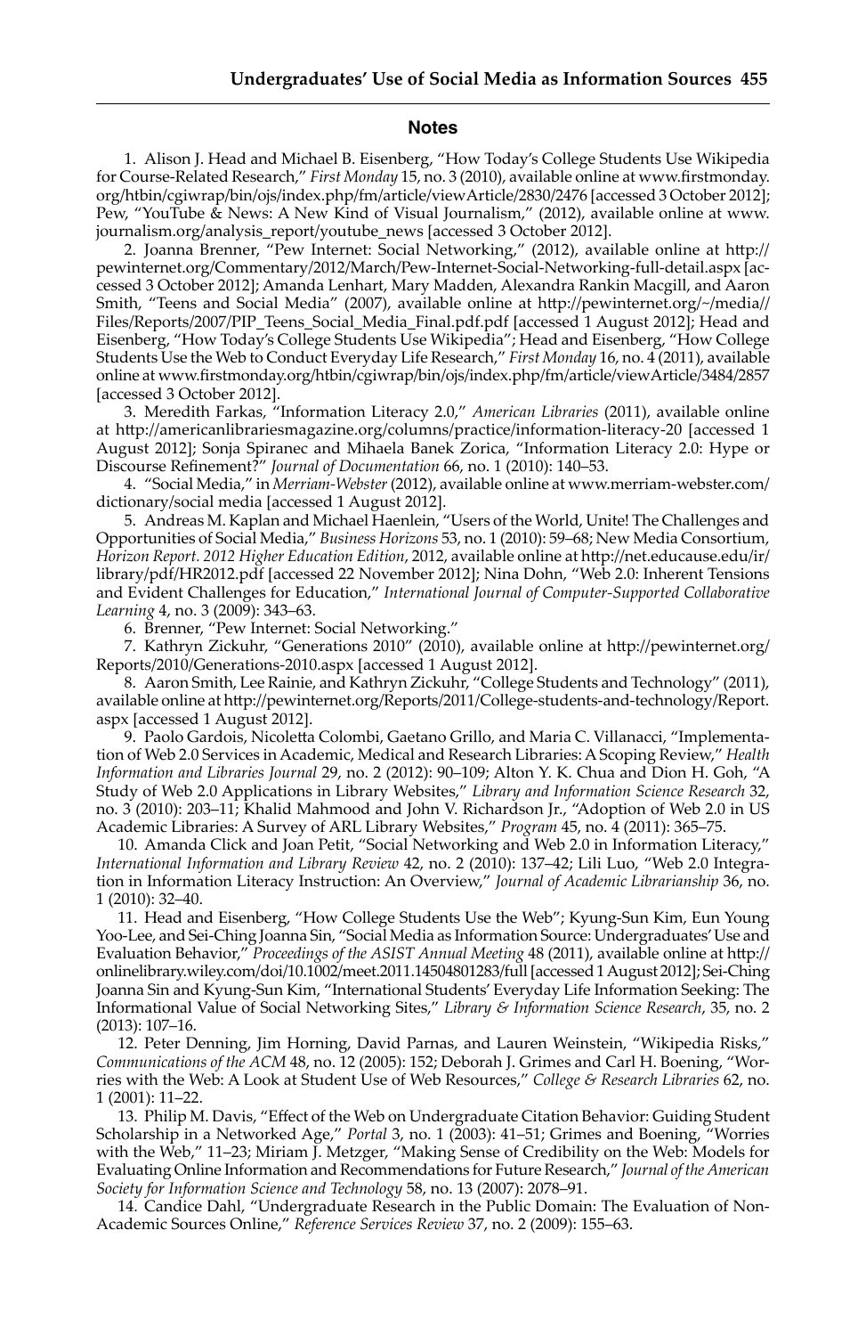## Notes

1. Alison J. Head and Michael B. Eisenberg, "How Today's College Students Use Wikipedia for Course-Related Research," *First Monday* 15, no. 3 (2010), available online at www.firstmonday.org/htbin/cgiwrap/bin/ojs/index.php/fm/article/viewArticle/2830/2476 [accessed 3 October 2012]; Pew, "YouTube & News: A New Kind of Visual Journalism," (2012), available online at www.journalism.org/analysis_report/youtube_news [accessed 3 October 2012].

2. Joanna Brenner, "Pew Internet: Social Networking," (2012), available online at http://pewinternet.org/Commentary/2012/March/Pew-Internet-Social-Networking-full-detail.aspx [accessed 3 October 2012]; Amanda Lenhart, Mary Madden, Alexandra Rankin Macgill, and Aaron Smith, "Teens and Social Media" (2007), available online at http://pewinternet.org/~/media//Files/Reports/2007/PIP_Teens_Social_Media_Final.pdf.pdf [accessed 1 August 2012]; Head and Eisenberg, "How Today's College Students Use Wikipedia"; Head and Eisenberg, "How College Students Use the Web to Conduct Everyday Life Research," *First Monday* 16, no. 4 (2011), available online at www.firstmonday.org/htbin/cgiwrap/bin/ojs/index.php/fm/article/viewArticle/3484/2857 [accessed 3 October 2012].

3. Meredith Farkas, "Information Literacy 2.0," *American Libraries* (2011), available online at http://americanlibrariesmagazine.org/columns/practice/information-literacy-20 [accessed 1 August 2012]; Sonja Spiranec and Mihaela Banek Zorica, "Information Literacy 2.0: Hype or Discourse Refinement?" *Journal of Documentation* 66, no. 1 (2010): 140–53.

4. "Social Media," in *Merriam-Webster* (2012), available online at www.merriam-webster.com/dictionary/social media [accessed 1 August 2012].

5. Andreas M. Kaplan and Michael Haenlein, "Users of the World, Unite! The Challenges and Opportunities of Social Media," *Business Horizons* 53, no. 1 (2010): 59–68; New Media Consortium, *Horizon Report. 2012 Higher Education Edition*, 2012, available online at http://net.educause.edu/ir/library/pdf/HR2012.pdf [accessed 22 November 2012]; Nina Dohn, "Web 2.0: Inherent Tensions and Evident Challenges for Education," *International Journal of Computer-Supported Collaborative Learning* 4, no. 3 (2009): 343–63.

6. Brenner, "Pew Internet: Social Networking."

7. Kathryn Zickuhr, "Generations 2010" (2010), available online at http://pewinternet.org/Reports/2010/Generations-2010.aspx [accessed 1 August 2012].

8. Aaron Smith, Lee Rainie, and Kathryn Zickuhr, "College Students and Technology" (2011), available online at http://pewinternet.org/Reports/2011/College-students-and-technology/Report.aspx [accessed 1 August 2012].

9. Paolo Gardois, Nicoletta Colombi, Gaetano Grillo, and Maria C. Villanacci, "Implementation of Web 2.0 Services in Academic, Medical and Research Libraries: A Scoping Review," *Health Information and Libraries Journal* 29, no. 2 (2012): 90–109; Alton Y. K. Chua and Dion H. Goh, "A Study of Web 2.0 Applications in Library Websites," *Library and Information Science Research* 32, no. 3 (2010): 203–11; Khalid Mahmood and John V. Richardson Jr., "Adoption of Web 2.0 in US Academic Libraries: A Survey of ARL Library Websites," *Program* 45, no. 4 (2011): 365–75.

10. Amanda Click and Joan Petit, "Social Networking and Web 2.0 in Information Literacy," *International Information and Library Review* 42, no. 2 (2010): 137–42; Lili Luo, "Web 2.0 Integration in Information Literacy Instruction: An Overview," *Journal of Academic Librarianship* 36, no. 1 (2010): 32–40.

11. Head and Eisenberg, "How College Students Use the Web"; Kyung-Sun Kim, Eun Young Yoo-Lee, and Sei-Ching Joanna Sin, "Social Media as Information Source: Undergraduates' Use and Evaluation Behavior," *Proceedings of the ASIST Annual Meeting* 48 (2011), available online at http://onlinelibrary.wiley.com/doi/10.1002/meet.2011.14504801283/full [accessed 1 August 2012]; Sei-Ching Joanna Sin and Kyung-Sun Kim, "International Students' Everyday Life Information Seeking: The Informational Value of Social Networking Sites," *Library & Information Science Research*, 35, no. 2 (2013): 107–16.

12. Peter Denning, Jim Horning, David Parnas, and Lauren Weinstein, "Wikipedia Risks," *Communications of the ACM* 48, no. 12 (2005): 152; Deborah J. Grimes and Carl H. Boening, "Worries with the Web: A Look at Student Use of Web Resources," *College & Research Libraries* 62, no. 1 (2001): 11–22.

13. Philip M. Davis, "Effect of the Web on Undergraduate Citation Behavior: Guiding Student Scholarship in a Networked Age," *Portal* 3, no. 1 (2003): 41–51; Grimes and Boening, "Worries with the Web," 11–23; Miriam J. Metzger, "Making Sense of Credibility on the Web: Models for Evaluating Online Information and Recommendations for Future Research," *Journal of the American Society for Information Science and Technology* 58, no. 13 (2007): 2078–91.

14. Candice Dahl, "Undergraduate Research in the Public Domain: The Evaluation of Non-Academic Sources Online," *Reference Services Review* 37, no. 2 (2009): 155–63.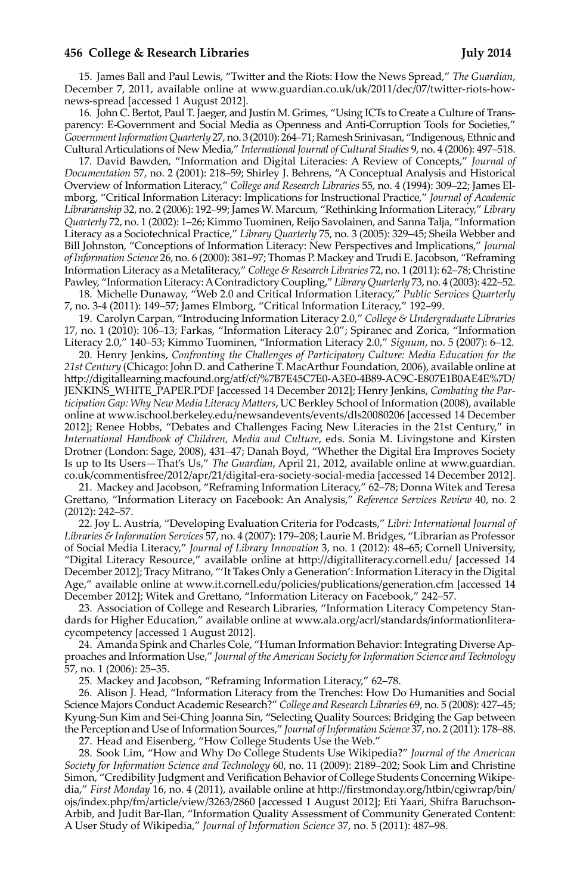15. James Ball and Paul Lewis, "Twitter and the Riots: How the News Spread," *The Guardian*, December 7, 2011, available online at www.guardian.co.uk/uk/2011/dec/07/twitter-riots-how-news-spread [accessed 1 August 2012].

16. John C. Bertot, Paul T. Jaeger, and Justin M. Grimes, "Using ICTs to Create a Culture of Transparency: E-Government and Social Media as Openness and Anti-Corruption Tools for Societies," *Government Information Quarterly* 27, no. 3 (2010): 264–71; Ramesh Srinivasan, "Indigenous, Ethnic and Cultural Articulations of New Media," *International Journal of Cultural Studies* 9, no. 4 (2006): 497–518.

17. David Bawden, "Information and Digital Literacies: A Review of Concepts," *Journal of Documentation* 57, no. 2 (2001): 218–59; Shirley J. Behrens, "A Conceptual Analysis and Historical Overview of Information Literacy," *College and Research Libraries* 55, no. 4 (1994): 309–22; James Elmborg, "Critical Information Literacy: Implications for Instructional Practice," *Journal of Academic Librarianship* 32, no. 2 (2006): 192–99; James W. Marcum, "Rethinking Information Literacy," *Library Quarterly* 72, no. 1 (2002): 1–26; Kimmo Tuominen, Reijo Savolainen, and Sanna Talja, "Information Literacy as a Sociotechnical Practice," *Library Quarterly* 75, no. 3 (2005): 329–45; Sheila Webber and Bill Johnston, "Conceptions of Information Literacy: New Perspectives and Implications," *Journal of Information Science* 26, no. 6 (2000): 381–97; Thomas P. Mackey and Trudi E. Jacobson, "Reframing Information Literacy as a Metaliteracy," *College & Research Libraries* 72, no. 1 (2011): 62–78; Christine Pawley, "Information Literacy: A Contradictory Coupling," *Library Quarterly* 73, no. 4 (2003): 422–52.

18. Michelle Dunaway, "Web 2.0 and Critical Information Literacy," *Public Services Quarterly* 7, no. 3-4 (2011): 149–57; James Elmborg, "Critical Information Literacy," 192–99.

19. Carolyn Carpan, "Introducing Information Literacy 2.0," *College & Undergraduate Libraries* 17, no. 1 (2010): 106–13; Farkas, "Information Literacy 2.0"; Spiranec and Zorica, "Information Literacy 2.0," 140–53; Kimmo Tuominen, "Information Literacy 2.0," *Signum*, no. 5 (2007): 6–12.

20. Henry Jenkins, *Confronting the Challenges of Participatory Culture: Media Education for the 21st Century* (Chicago: John D. and Catherine T. MacArthur Foundation, 2006), available online at http://digitallearning.macfound.org/atf/cf/%7B7E45C7E0-A3E0-4B89-AC9C-E807E1B0AE4E%7D/JENKINS_WHITE_PAPER.PDF [accessed 14 December 2012]; Henry Jenkins, *Combating the Participation Gap: Why New Media Literacy Matters*, UC Berkley School of Information (2008), available online at www.ischool.berkeley.edu/newsandevents/events/dls20080206 [accessed 14 December 2012]; Renee Hobbs, "Debates and Challenges Facing New Literacies in the 21st Century," in *International Handbook of Children, Media and Culture*, eds. Sonia M. Livingstone and Kirsten Drotner (London: Sage, 2008), 431–47; Danah Boyd, "Whether the Digital Era Improves Society Is up to Its Users—That's Us," *The Guardian*, April 21, 2012, available online at www.guardian.co.uk/commentisfree/2012/apr/21/digital-era-society-social-media [accessed 14 December 2012].

21. Mackey and Jacobson, "Reframing Information Literacy," 62–78; Donna Witek and Teresa Grettano, "Information Literacy on Facebook: An Analysis," *Reference Services Review* 40, no. 2 (2012): 242–57.

22. Joy L. Austria, "Developing Evaluation Criteria for Podcasts," *Libri: International Journal of Libraries & Information Services* 57, no. 4 (2007): 179–208; Laurie M. Bridges, "Librarian as Professor of Social Media Literacy," *Journal of Library Innovation* 3, no. 1 (2012): 48–65; Cornell University, "Digital Literacy Resource," available online at http://digitalliteracy.cornell.edu/ [accessed 14 December 2012]; Tracy Mitrano, "'It Takes Only a Generation': Information Literacy in the Digital Age," available online at www.it.cornell.edu/policies/publications/generation.cfm [accessed 14 December 2012]; Witek and Grettano, "Information Literacy on Facebook," 242–57.

23. Association of College and Research Libraries, "Information Literacy Competency Standards for Higher Education," available online at www.ala.org/acrl/standards/informationliteracycompetency [accessed 1 August 2012].

24. Amanda Spink and Charles Cole, "Human Information Behavior: Integrating Diverse Approaches and Information Use," *Journal of the American Society for Information Science and Technology* 57, no. 1 (2006): 25–35.

25. Mackey and Jacobson, "Reframing Information Literacy," 62–78.

26. Alison J. Head, "Information Literacy from the Trenches: How Do Humanities and Social Science Majors Conduct Academic Research?" *College and Research Libraries* 69, no. 5 (2008): 427–45; Kyung-Sun Kim and Sei-Ching Joanna Sin, "Selecting Quality Sources: Bridging the Gap between the Perception and Use of Information Sources," *Journal of Information Science* 37, no. 2 (2011): 178–88.

27. Head and Eisenberg, "How College Students Use the Web."

28. Sook Lim, "How and Why Do College Students Use Wikipedia?" *Journal of the American Society for Information Science and Technology* 60, no. 11 (2009): 2189–202; Sook Lim and Christine Simon, "Credibility Judgment and Verification Behavior of College Students Concerning Wikipedia," *First Monday* 16, no. 4 (2011), available online at http://firstmonday.org/htbin/cgiwrap/bin/ojs/index.php/fm/article/view/3263/2860 [accessed 1 August 2012]; Eti Yaari, Shifra Baruchson-Arbib, and Judit Bar-Ilan, "Information Quality Assessment of Community Generated Content: A User Study of Wikipedia," *Journal of Information Science* 37, no. 5 (2011): 487–98.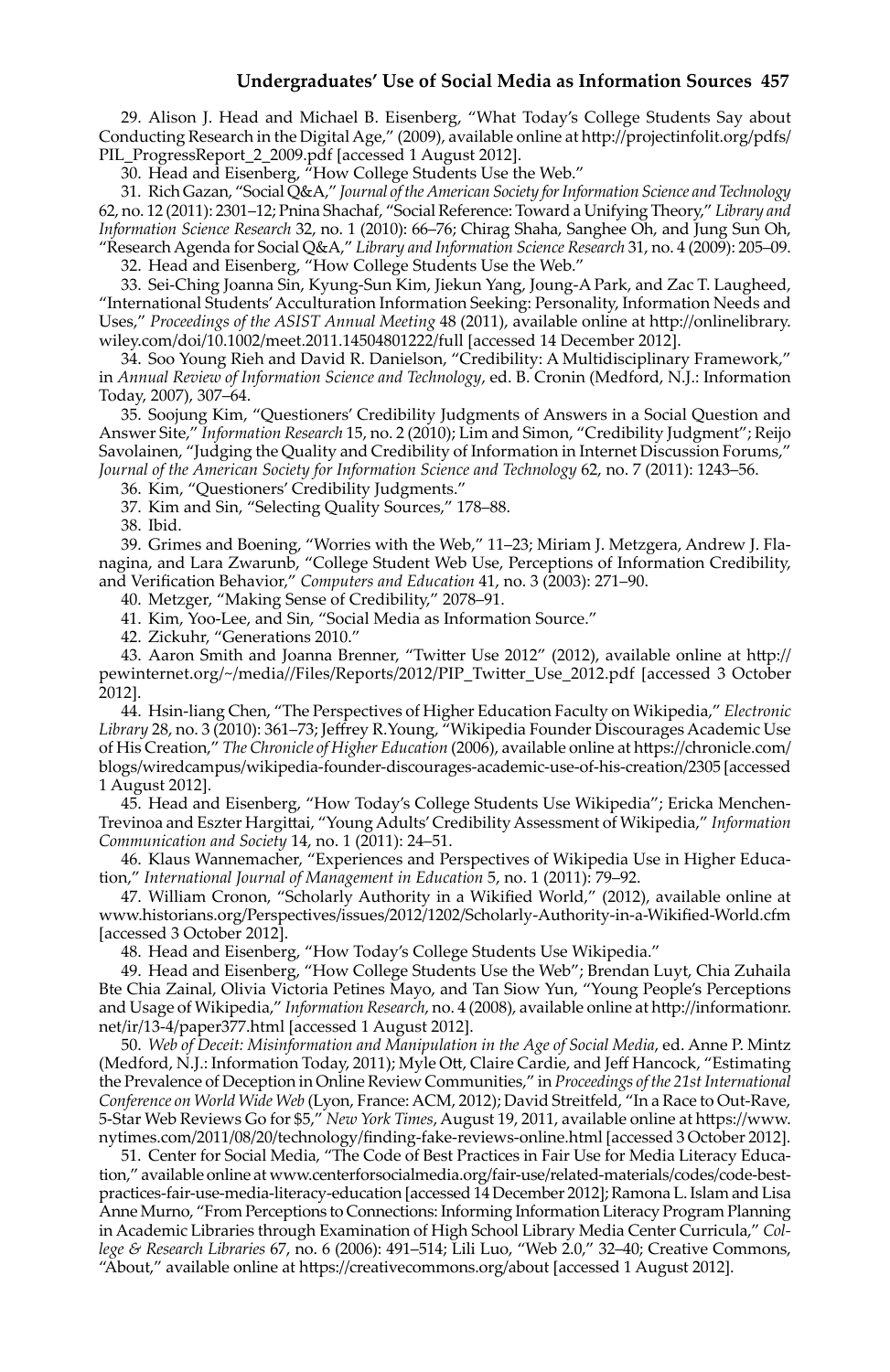29. Alison J. Head and Michael B. Eisenberg, "What Today's College Students Say about Conducting Research in the Digital Age," (2009), available online at http://projectinfolit.org/pdfs/PIL_ProgressReport_2_2009.pdf [accessed 1 August 2012].

30. Head and Eisenberg, "How College Students Use the Web."

31. Rich Gazan, "Social Q&A," *Journal of the American Society for Information Science and Technology* 62, no. 12 (2011): 2301–12; Pnina Shachaf, "Social Reference: Toward a Unifying Theory," *Library and Information Science Research* 32, no. 1 (2010): 66–76; Chirag Shaha, Sanghee Oh, and Jung Sun Oh, "Research Agenda for Social Q&A," *Library and Information Science Research* 31, no. 4 (2009): 205–09.

32. Head and Eisenberg, "How College Students Use the Web."

33. Sei-Ching Joanna Sin, Kyung-Sun Kim, Jiekun Yang, Joung-A Park, and Zac T. Laugheed, "International Students' Acculturation Information Seeking: Personality, Information Needs and Uses," *Proceedings of the ASIST Annual Meeting* 48 (2011), available online at http://onlinelibrary.wiley.com/doi/10.1002/meet.2011.14504801222/full [accessed 14 December 2012].

34. Soo Young Rieh and David R. Danielson, "Credibility: A Multidisciplinary Framework," in *Annual Review of Information Science and Technology*, ed. B. Cronin (Medford, N.J.: Information Today, 2007), 307–64.

35. Soojung Kim, "Questioners' Credibility Judgments of Answers in a Social Question and Answer Site," *Information Research* 15, no. 2 (2010); Lim and Simon, "Credibility Judgment"; Reijo Savolainen, "Judging the Quality and Credibility of Information in Internet Discussion Forums," *Journal of the American Society for Information Science and Technology* 62, no. 7 (2011): 1243–56.

36. Kim, "Questioners' Credibility Judgments."

37. Kim and Sin, "Selecting Quality Sources," 178–88.

38. Ibid.

39. Grimes and Boening, "Worries with the Web," 11–23; Miriam J. Metzgera, Andrew J. Flanagina, and Lara Zwarunb, "College Student Web Use, Perceptions of Information Credibility, and Verification Behavior," *Computers and Education* 41, no. 3 (2003): 271–90.

40. Metzger, "Making Sense of Credibility," 2078–91.

41. Kim, Yoo-Lee, and Sin, "Social Media as Information Source."

42. Zickuhr, "Generations 2010."

43. Aaron Smith and Joanna Brenner, "Twitter Use 2012" (2012), available online at http://pewinternet.org/~/media//Files/Reports/2012/PIP_Twitter_Use_2012.pdf [accessed 3 October 2012].

44. Hsin-liang Chen, "The Perspectives of Higher Education Faculty on Wikipedia," *Electronic Library* 28, no. 3 (2010): 361–73; Jeffrey R.Young, "Wikipedia Founder Discourages Academic Use of His Creation," *The Chronicle of Higher Education* (2006), available online at https://chronicle.com/blogs/wiredcampus/wikipedia-founder-discourages-academic-use-of-his-creation/2305 [accessed 1 August 2012].

45. Head and Eisenberg, "How Today's College Students Use Wikipedia"; Ericka Menchen-Trevinoa and Eszter Hargittai, "Young Adults' Credibility Assessment of Wikipedia," *Information Communication and Society* 14, no. 1 (2011): 24–51.

46. Klaus Wannemacher, "Experiences and Perspectives of Wikipedia Use in Higher Education," *International Journal of Management in Education* 5, no. 1 (2011): 79–92.

47. William Cronon, "Scholarly Authority in a Wikified World," (2012), available online at www.historians.org/Perspectives/issues/2012/1202/Scholarly-Authority-in-a-Wikified-World.cfm [accessed 3 October 2012].

48. Head and Eisenberg, "How Today's College Students Use Wikipedia."

49. Head and Eisenberg, "How College Students Use the Web"; Brendan Luyt, Chia Zuhaila Bte Chia Zainal, Olivia Victoria Petines Mayo, and Tan Siow Yun, "Young People's Perceptions and Usage of Wikipedia," *Information Research*, no. 4 (2008), available online at http://informationr.net/ir/13-4/paper377.html [accessed 1 August 2012].

50. *Web of Deceit: Misinformation and Manipulation in the Age of Social Media*, ed. Anne P. Mintz (Medford, N.J.: Information Today, 2011); Myle Ott, Claire Cardie, and Jeff Hancock, "Estimating the Prevalence of Deception in Online Review Communities," in *Proceedings of the 21st International Conference on World Wide Web* (Lyon, France: ACM, 2012); David Streitfeld, "In a Race to Out-Rave, 5-Star Web Reviews Go for $5," *New York Times*, August 19, 2011, available online at https://www.nytimes.com/2011/08/20/technology/finding-fake-reviews-online.html [accessed 3 October 2012].

51. Center for Social Media, "The Code of Best Practices in Fair Use for Media Literacy Education," available online at www.centerforsocialmedia.org/fair-use/related-materials/codes/code-best-practices-fair-use-media-literacy-education [accessed 14 December 2012]; Ramona L. Islam and Lisa Anne Murno, "From Perceptions to Connections: Informing Information Literacy Program Planning in Academic Libraries through Examination of High School Library Media Center Curricula," *College & Research Libraries* 67, no. 6 (2006): 491–514; Lili Luo, "Web 2.0," 32–40; Creative Commons, "About," available online at https://creativecommons.org/about [accessed 1 August 2012].